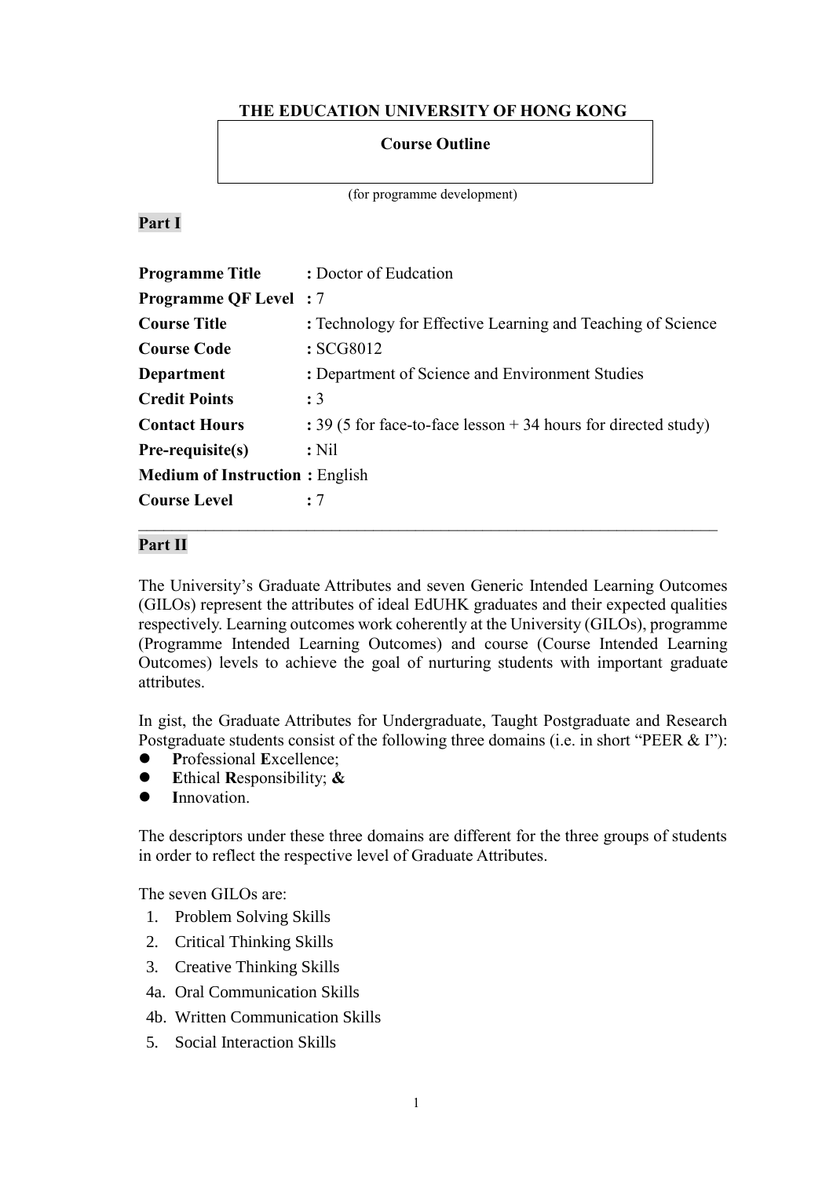**THE EDUCATION UNIVERSITY OF HONG KONG**

**Course Outline**

(for programme development)

**Part I**

| | |
|---|---|
| **Programme Title** | **:** Doctor of Eudcation |
| **Programme QF Level** | **:** 7 |
| **Course Title** | **:** Technology for Effective Learning and Teaching of Science |
| **Course Code** | **:** SCG8012 |
| **Department** | **:** Department of Science and Environment Studies |
| **Credit Points** | **:** 3 |
| **Contact Hours** | **:** 39 (5 for face-to-face lesson + 34 hours for directed study) |
| **Pre-requisite(s)** | **:** Nil |
| **Medium of Instruction** | **:** English |
| **Course Level** | **:** 7 |

---

**Part II**

The University's Graduate Attributes and seven Generic Intended Learning Outcomes (GILOs) represent the attributes of ideal EdUHK graduates and their expected qualities respectively. Learning outcomes work coherently at the University (GILOs), programme (Programme Intended Learning Outcomes) and course (Course Intended Learning Outcomes) levels to achieve the goal of nurturing students with important graduate attributes.

In gist, the Graduate Attributes for Undergraduate, Taught Postgraduate and Research Postgraduate students consist of the following three domains (i.e. in short "PEER & I"):

- **P**rofessional **E**xcellence;
- **E**thical **R**esponsibility; **&**
- **I**nnovation.

The descriptors under these three domains are different for the three groups of students in order to reflect the respective level of Graduate Attributes.

The seven GILOs are:

1. Problem Solving Skills
2. Critical Thinking Skills
3. Creative Thinking Skills

4a. Oral Communication Skills

4b. Written Communication Skills

5. Social Interaction Skills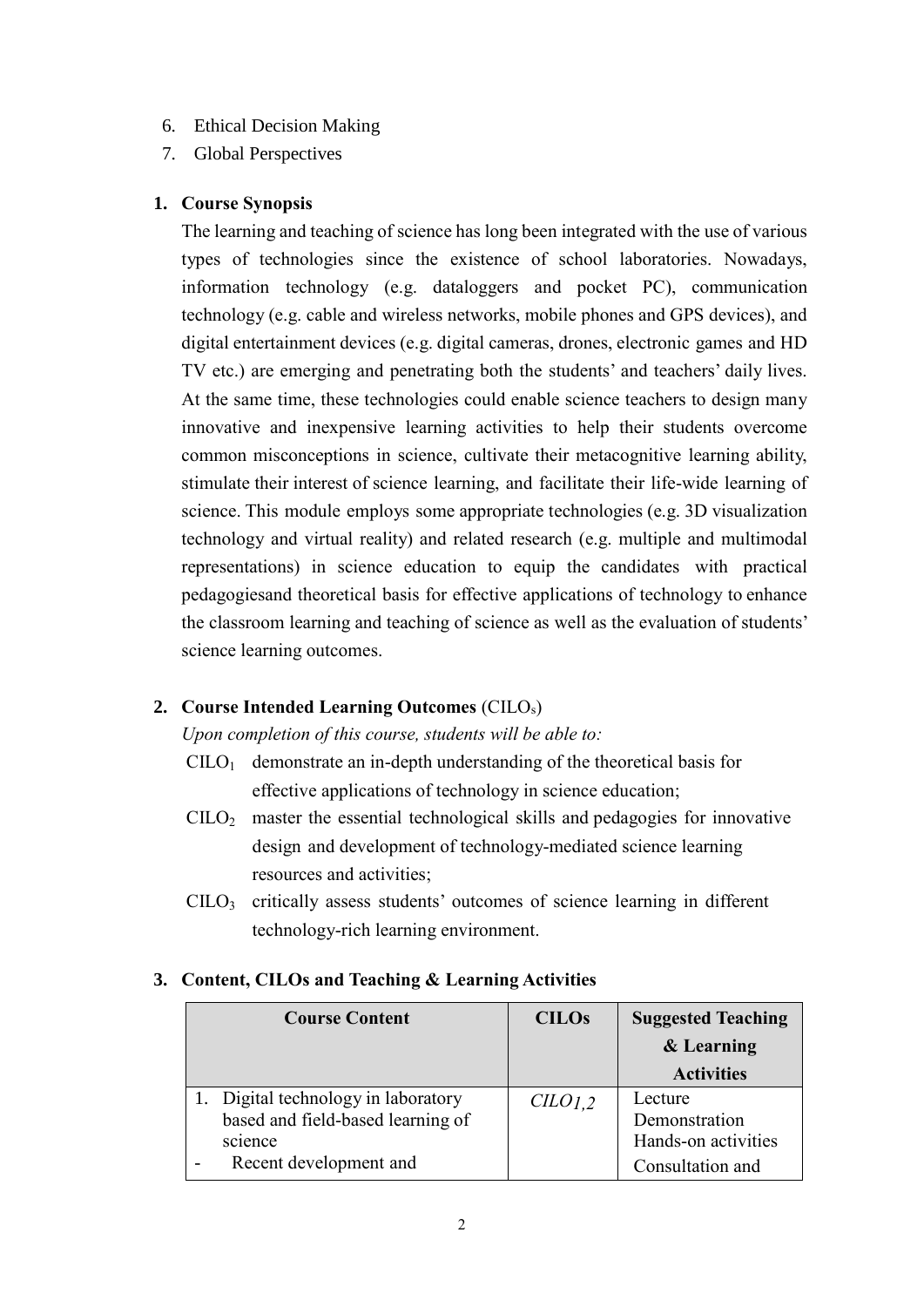6. Ethical Decision Making
7. Global Perspectives

**1. Course Synopsis**

The learning and teaching of science has long been integrated with the use of various types of technologies since the existence of school laboratories. Nowadays, information technology (e.g. dataloggers and pocket PC), communication technology (e.g. cable and wireless networks, mobile phones and GPS devices), and digital entertainment devices (e.g. digital cameras, drones, electronic games and HD TV etc.) are emerging and penetrating both the students' and teachers' daily lives. At the same time, these technologies could enable science teachers to design many innovative and inexpensive learning activities to help their students overcome common misconceptions in science, cultivate their metacognitive learning ability, stimulate their interest of science learning, and facilitate their life-wide learning of science. This module employs some appropriate technologies (e.g. 3D visualization technology and virtual reality) and related research (e.g. multiple and multimodal representations) in science education to equip the candidates with practical pedagogiesand theoretical basis for effective applications of technology to enhance the classroom learning and teaching of science as well as the evaluation of students' science learning outcomes.

**2. Course Intended Learning Outcomes** ($CILO_s$)

*Upon completion of this course, students will be able to:*

$CILO_1$ demonstrate an in-depth understanding of the theoretical basis for effective applications of technology in science education;

$CILO_2$ master the essential technological skills and pedagogies for innovative design and development of technology-mediated science learning resources and activities;

$CILO_3$ critically assess students' outcomes of science learning in different technology-rich learning environment.

**3. Content, CILOs and Teaching & Learning Activities**

| Course Content | CILOs | Suggested Teaching & Learning Activities |
|---|---|---|
| 1. Digital technology in laboratory based and field-based learning of science<br>- Recent development and | *CILO1,2* | Lecture<br>Demonstration<br>Hands-on activities<br>Consultation and |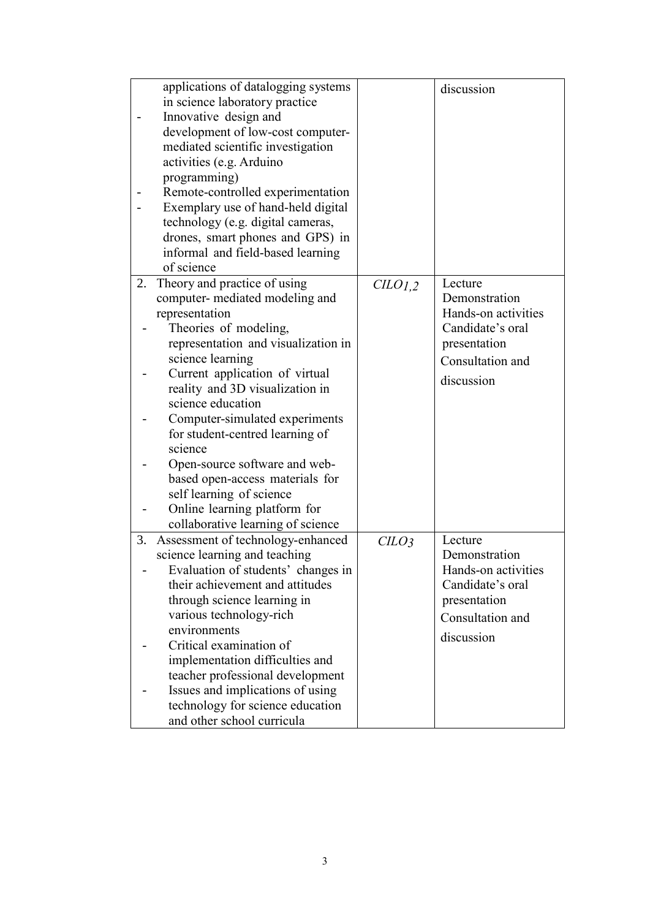| | | |
|---|---|---|
| applications of datalogging systems in science laboratory practice<br>- Innovative design and development of low-cost computer-mediated scientific investigation activities (e.g. Arduino programming)<br>- Remote-controlled experimentation<br>- Exemplary use of hand-held digital technology (e.g. digital cameras, drones, smart phones and GPS) in informal and field-based learning of science | | discussion |
| 2. Theory and practice of using computer- mediated modeling and representation<br>- Theories of modeling, representation and visualization in science learning<br>- Current application of virtual reality and 3D visualization in science education<br>- Computer-simulated experiments for student-centred learning of science<br>- Open-source software and web-based open-access materials for self learning of science<br>- Online learning platform for collaborative learning of science | *CILO1,2* | Lecture<br>Demonstration<br>Hands-on activities<br>Candidate's oral presentation<br>Consultation and discussion |
| 3. Assessment of technology-enhanced science learning and teaching<br>- Evaluation of students' changes in their achievement and attitudes through science learning in various technology-rich environments<br>- Critical examination of implementation difficulties and teacher professional development<br>- Issues and implications of using technology for science education and other school curricula | *CILO3* | Lecture<br>Demonstration<br>Hands-on activities<br>Candidate's oral presentation<br>Consultation and discussion |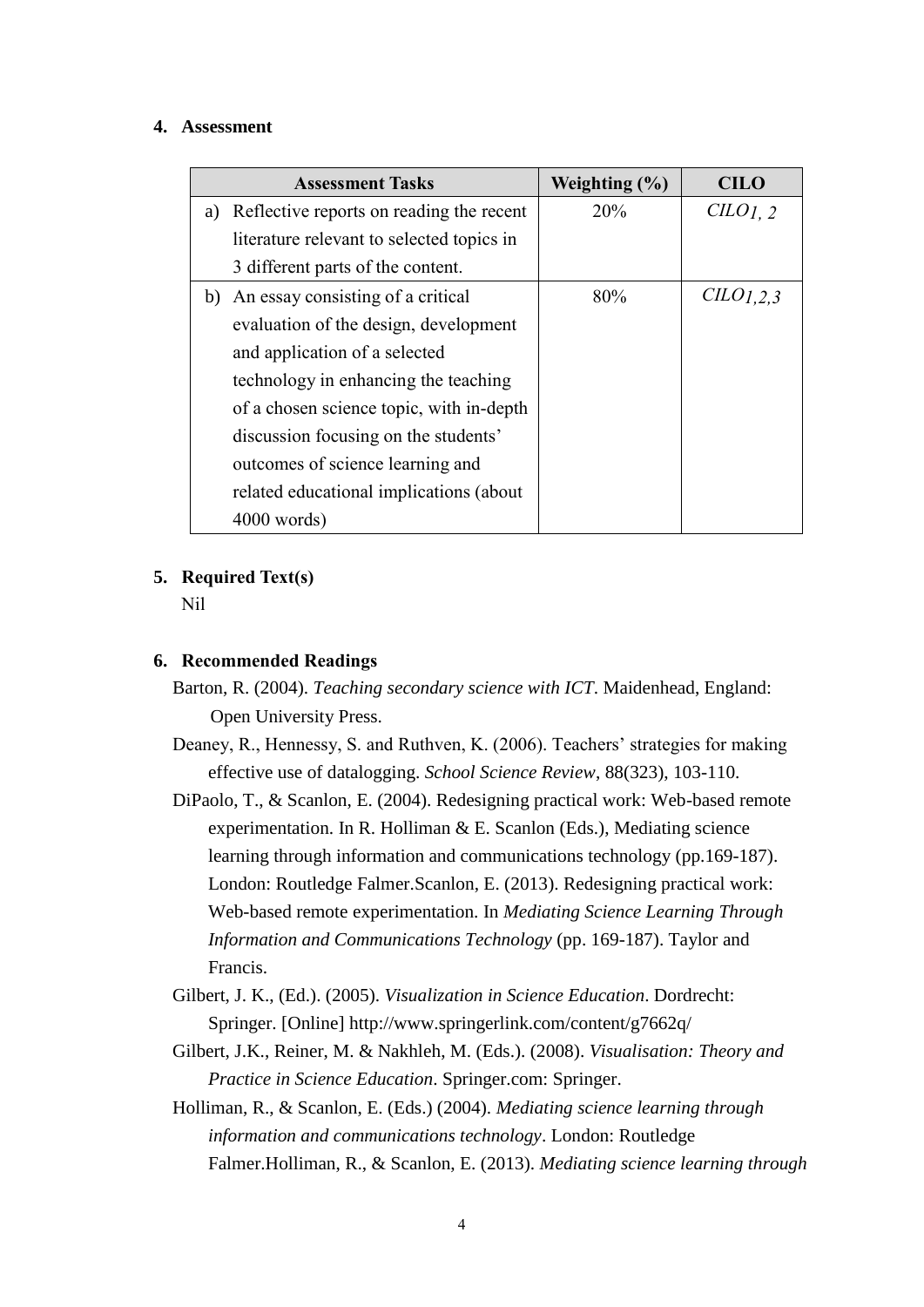## 4. Assessment

| Assessment Tasks | Weighting (%) | CILO |
|---|---|---|
| a) Reflective reports on reading the recent literature relevant to selected topics in 3 different parts of the content. | 20% | *CILO$_{1,\ 2}$* |
| b) An essay consisting of a critical evaluation of the design, development and application of a selected technology in enhancing the teaching of a chosen science topic, with in-depth discussion focusing on the students' outcomes of science learning and related educational implications (about 4000 words) | 80% | *CILO$_{1,2,3}$* |

## 5. Required Text(s)

Nil

## 6. Recommended Readings

Barton, R. (2004). *Teaching secondary science with ICT*. Maidenhead, England: Open University Press.

Deaney, R., Hennessy, S. and Ruthven, K. (2006). Teachers' strategies for making effective use of datalogging. *School Science Review*, 88(323), 103-110.

DiPaolo, T., & Scanlon, E. (2004). Redesigning practical work: Web-based remote experimentation. In R. Holliman & E. Scanlon (Eds.), Mediating science learning through information and communications technology (pp.169-187). London: Routledge Falmer.Scanlon, E. (2013). Redesigning practical work: Web-based remote experimentation. In *Mediating Science Learning Through Information and Communications Technology* (pp. 169-187). Taylor and Francis.

Gilbert, J. K., (Ed.). (2005). *Visualization in Science Education*. Dordrecht: Springer. [Online] http://www.springerlink.com/content/g7662q/

Gilbert, J.K., Reiner, M. & Nakhleh, M. (Eds.). (2008). *Visualisation: Theory and Practice in Science Education*. Springer.com: Springer.

Holliman, R., & Scanlon, E. (Eds.) (2004). *Mediating science learning through information and communications technology*. London: Routledge Falmer.Holliman, R., & Scanlon, E. (2013). *Mediating science learning through*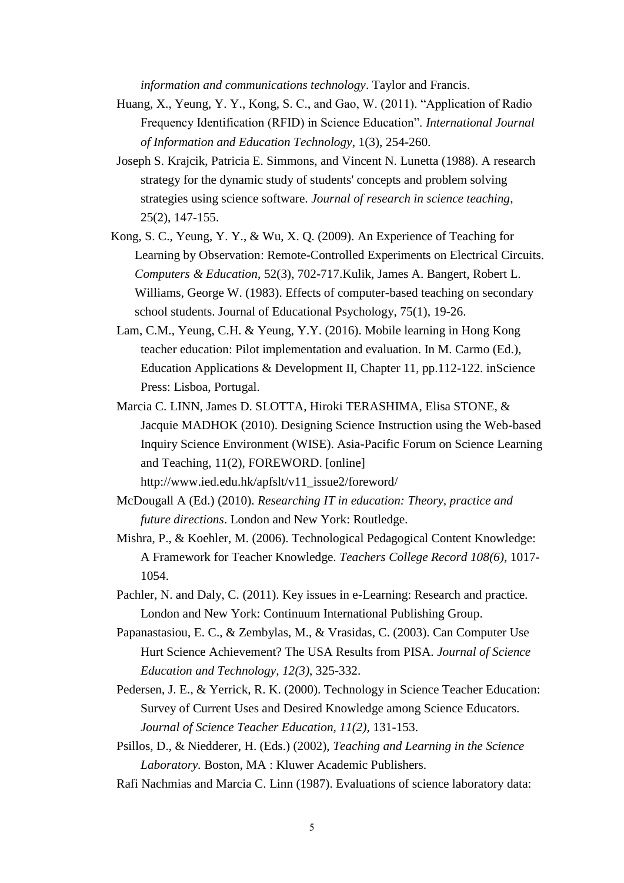*information and communications technology*. Taylor and Francis.

Huang, X., Yeung, Y. Y., Kong, S. C., and Gao, W. (2011). "Application of Radio Frequency Identification (RFID) in Science Education". *International Journal of Information and Education Technology*, 1(3), 254-260.

Joseph S. Krajcik, Patricia E. Simmons, and Vincent N. Lunetta (1988). A research strategy for the dynamic study of students' concepts and problem solving strategies using science software. *Journal of research in science teaching*, 25(2), 147-155.

Kong, S. C., Yeung, Y. Y., & Wu, X. Q. (2009). An Experience of Teaching for Learning by Observation: Remote-Controlled Experiments on Electrical Circuits. *Computers & Education*, 52(3), 702-717.Kulik, James A. Bangert, Robert L. Williams, George W. (1983). Effects of computer-based teaching on secondary school students. Journal of Educational Psychology, 75(1), 19-26.

Lam, C.M., Yeung, C.H. & Yeung, Y.Y. (2016). Mobile learning in Hong Kong teacher education: Pilot implementation and evaluation. In M. Carmo (Ed.), Education Applications & Development II, Chapter 11, pp.112-122. inScience Press: Lisboa, Portugal.

Marcia C. LINN, James D. SLOTTA, Hiroki TERASHIMA, Elisa STONE, & Jacquie MADHOK (2010). Designing Science Instruction using the Web-based Inquiry Science Environment (WISE). Asia-Pacific Forum on Science Learning and Teaching, 11(2), FOREWORD. [online] http://www.ied.edu.hk/apfslt/v11_issue2/foreword/

McDougall A (Ed.) (2010). *Researching IT in education: Theory, practice and future directions*. London and New York: Routledge.

Mishra, P., & Koehler, M. (2006). Technological Pedagogical Content Knowledge: A Framework for Teacher Knowledge. *Teachers College Record 108(6)*, 1017-1054.

Pachler, N. and Daly, C. (2011). Key issues in e-Learning: Research and practice. London and New York: Continuum International Publishing Group.

Papanastasiou, E. C., & Zembylas, M., & Vrasidas, C. (2003). Can Computer Use Hurt Science Achievement? The USA Results from PISA. *Journal of Science Education and Technology, 12(3)*, 325-332.

Pedersen, J. E., & Yerrick, R. K. (2000). Technology in Science Teacher Education: Survey of Current Uses and Desired Knowledge among Science Educators. *Journal of Science Teacher Education, 11(2)*, 131-153.

Psillos, D., & Niedderer, H. (Eds.) (2002), *Teaching and Learning in the Science Laboratory.* Boston, MA : Kluwer Academic Publishers.

Rafi Nachmias and Marcia C. Linn (1987). Evaluations of science laboratory data: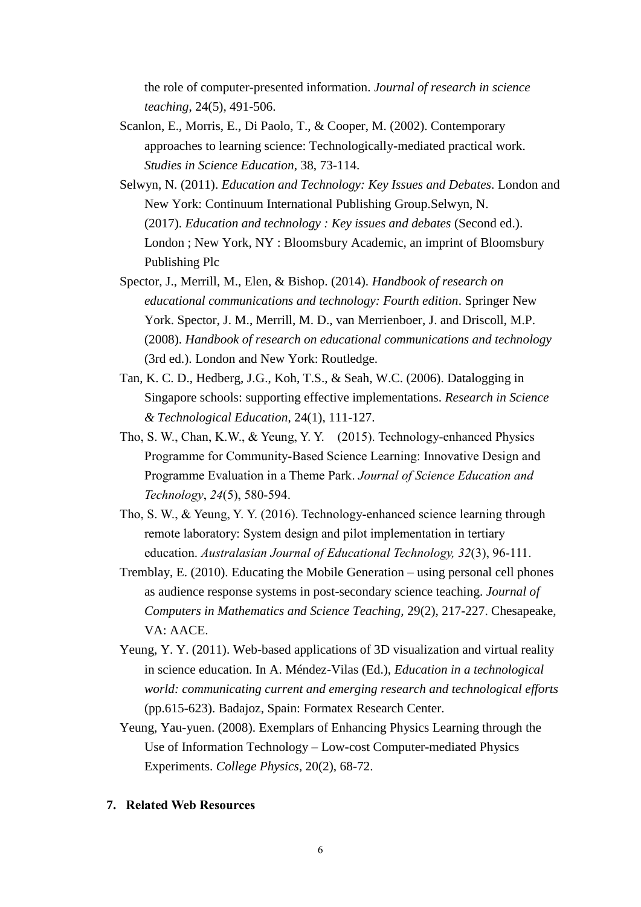the role of computer-presented information. *Journal of research in science teaching*, 24(5), 491-506.

Scanlon, E., Morris, E., Di Paolo, T., & Cooper, M. (2002). Contemporary approaches to learning science: Technologically-mediated practical work. *Studies in Science Education*, 38, 73-114.

Selwyn, N. (2011). *Education and Technology: Key Issues and Debates*. London and New York: Continuum International Publishing Group.Selwyn, N. (2017). *Education and technology : Key issues and debates* (Second ed.). London ; New York, NY : Bloomsbury Academic, an imprint of Bloomsbury Publishing Plc

Spector, J., Merrill, M., Elen, & Bishop. (2014). *Handbook of research on educational communications and technology: Fourth edition*. Springer New York. Spector, J. M., Merrill, M. D., van Merrienboer, J. and Driscoll, M.P. (2008). *Handbook of research on educational communications and technology* (3rd ed.). London and New York: Routledge.

Tan, K. C. D., Hedberg, J.G., Koh, T.S., & Seah, W.C. (2006). Datalogging in Singapore schools: supporting effective implementations. *Research in Science & Technological Education*, 24(1), 111-127.

Tho, S. W., Chan, K.W., & Yeung, Y. Y. (2015). Technology-enhanced Physics Programme for Community-Based Science Learning: Innovative Design and Programme Evaluation in a Theme Park. *Journal of Science Education and Technology*, *24*(5), 580-594.

Tho, S. W., & Yeung, Y. Y. (2016). Technology-enhanced science learning through remote laboratory: System design and pilot implementation in tertiary education. *Australasian Journal of Educational Technology, 32*(3), 96-111.

Tremblay, E. (2010). Educating the Mobile Generation – using personal cell phones as audience response systems in post-secondary science teaching. *Journal of Computers in Mathematics and Science Teaching,* 29(2), 217-227. Chesapeake, VA: AACE.

Yeung, Y. Y. (2011). Web-based applications of 3D visualization and virtual reality in science education. In A. Méndez-Vilas (Ed.), *Education in a technological world: communicating current and emerging research and technological efforts* (pp.615-623). Badajoz, Spain: Formatex Research Center.

Yeung, Yau-yuen. (2008). Exemplars of Enhancing Physics Learning through the Use of Information Technology – Low-cost Computer-mediated Physics Experiments. *College Physics*, 20(2), 68-72.

## 7. Related Web Resources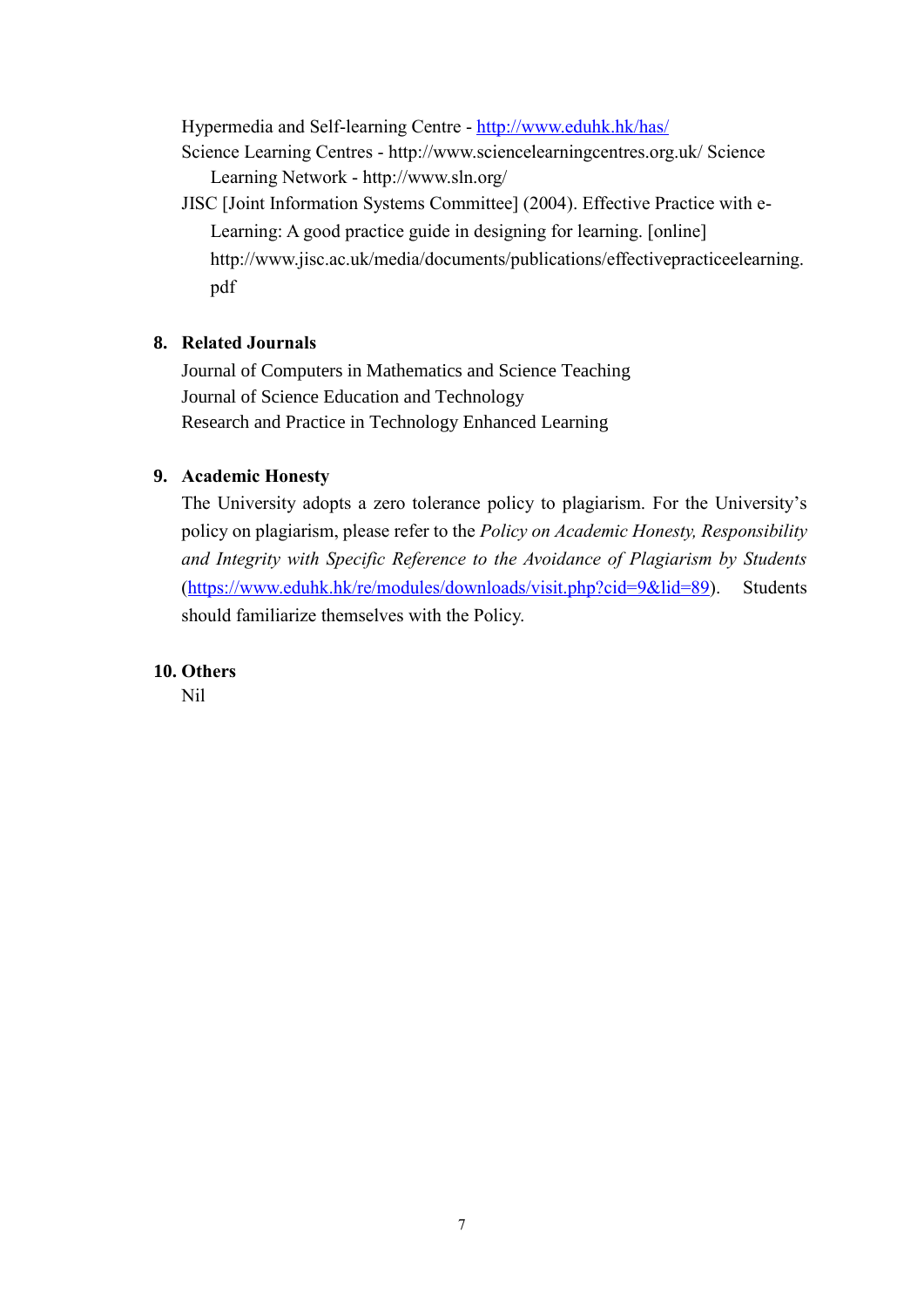Hypermedia and Self-learning Centre - http://www.eduhk.hk/has/

Science Learning Centres - http://www.sciencelearningcentres.org.uk/ Science Learning Network - http://www.sln.org/

JISC [Joint Information Systems Committee] (2004). Effective Practice with e-Learning: A good practice guide in designing for learning. [online] http://www.jisc.ac.uk/media/documents/publications/effectivepracticeelearning.pdf

## 8. Related Journals

Journal of Computers in Mathematics and Science Teaching

Journal of Science Education and Technology

Research and Practice in Technology Enhanced Learning

## 9. Academic Honesty

The University adopts a zero tolerance policy to plagiarism. For the University's policy on plagiarism, please refer to the *Policy on Academic Honesty, Responsibility and Integrity with Specific Reference to the Avoidance of Plagiarism by Students* (https://www.eduhk.hk/re/modules/downloads/visit.php?cid=9&lid=89). Students should familiarize themselves with the Policy.

## 10. Others

Nil